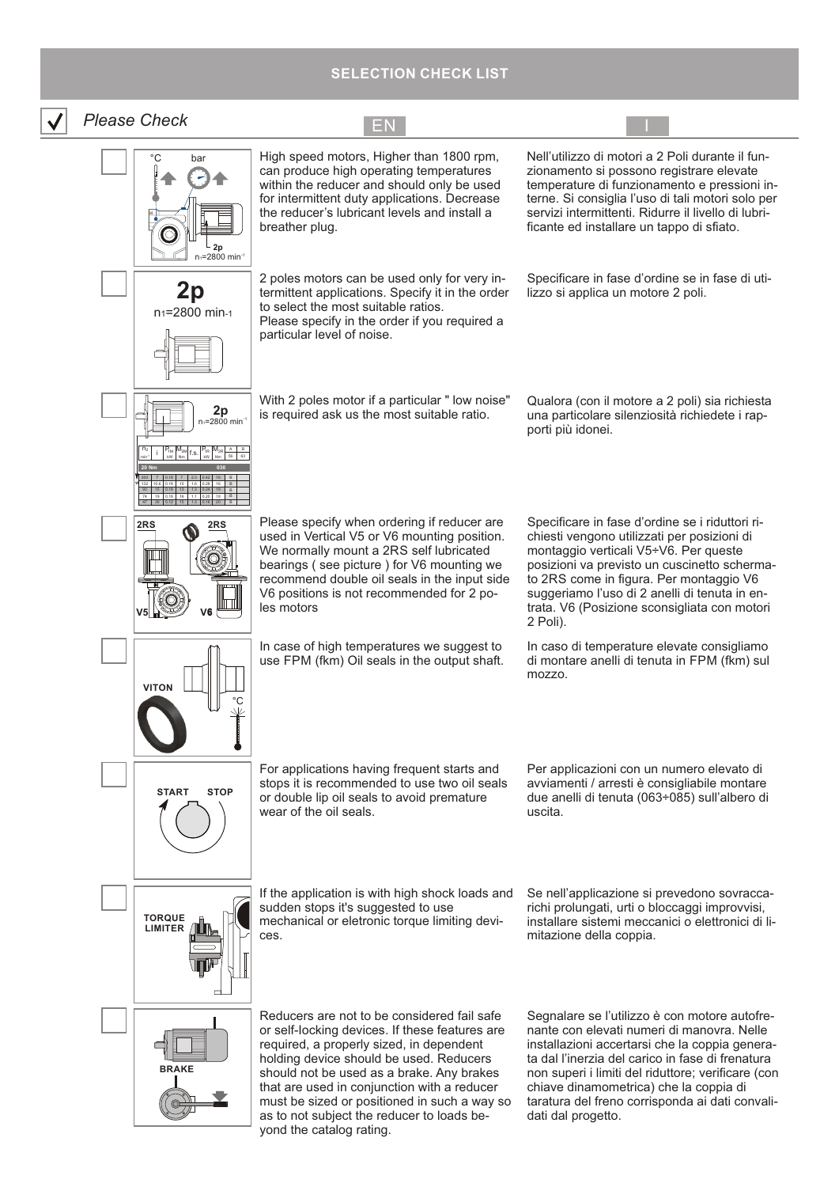# SELECTION CHECK LIST

**Please Check**

| EN | I |
|---|---|
| High speed motors, Higher than 1800 rpm, can produce high operating temperatures within the reducer and should only be used for intermittent duty applications. Decrease the reducer's lubricant levels and install a breather plug. | Nell'utilizzo di motori a 2 Poli durante il funzionamento si possono registrare elevate temperature di funzionamento e pressioni interne. Si consiglia l'uso di tali motori solo per servizi intermittenti. Ridurre il livello di lubrificante ed installare un tappo di sfiato. |
| 2 poles motors can be used only for very intermittent applications. Specify it in the order to select the most suitable ratios. Please specify in the order if you required a particular level of noise. | Specificare in fase d'ordine se in fase di utilizzo si applica un motore 2 poli. |
| With 2 poles motor if a particular " low noise" is required ask us the most suitable ratio. | Qualora (con il motore a 2 poli) sia richiesta una particolare silenziosità richiedete i rapporti più idonei. |
| Please specify when ordering if reducer are used in Vertical V5 or V6 mounting position. We normally mount a 2RS self lubricated bearings ( see picture ) for V6 mounting we recommend double oil seals in the input side V6 positions is not recommended for 2 poles motors | Specificare in fase d'ordine se i riduttori richiesti vengono utilizzati per posizioni di montaggio verticali V5÷V6. Per queste posizioni va previsto un cuscinetto schermato 2RS come in figura. Per montaggio V6 suggeriamo l'uso di 2 anelli di tenuta in entrata. V6 (Posizione sconsigliata con motori 2 Poli). |
| In case of high temperatures we suggest to use FPM (fkm) Oil seals in the output shaft. | In caso di temperature elevate consigliamo di montare anelli di tenuta in FPM (fkm) sul mozzo. |
| For applications having frequent starts and stops it is recommended to use two oil seals or double lip oil seals to avoid premature wear of the oil seals. | Per applicazioni con un numero elevato di avviamenti / arresti è consigliabile montare due anelli di tenuta (063÷085) sull'albero di uscita. |
| If the application is with high shock loads and sudden stops it's suggested to use mechanical or eletronic torque limiting devices. | Se nell'applicazione si prevedono sovraccarichi prolungati, urti o bloccaggi improvvisi, installare sistemi meccanici o elettronici di limitazione della coppia. |
| Reducers are not to be considered fail safe or self-locking devices. If these features are required, a properly sized, in dependent holding device should be used. Reducers should not be used as a brake. Any brakes that are used in conjunction with a reducer must be sized or positioned in such a way so as to not subject the reducer to loads beyond the catalog rating. | Segnalare se l'utilizzo è con motore autofrenante con elevati numeri di manovra. Nelle installazioni accertarsi che la coppia generata dall'inerzia del carico in fase di frenatura non superi i limiti del riduttore; verificare (con chiave dinamometrica) che la coppia di taratura del freno corrisponda ai dati convalidati dal progetto. |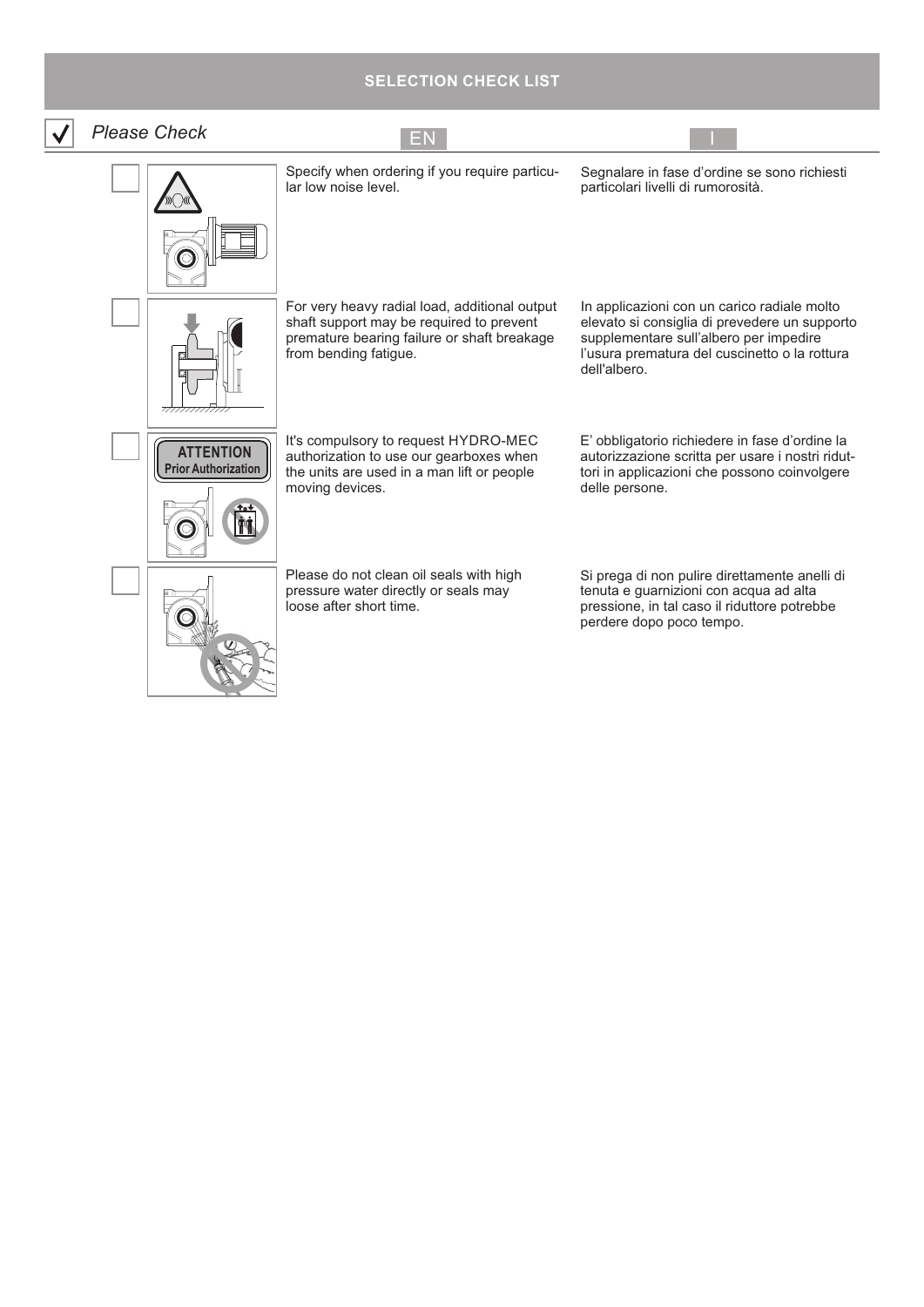# SELECTION CHECK LIST

☑ *Please Check*

| EN | I |
| --- | --- |
| Specify when ordering if you require particular low noise level. | Segnalare in fase d'ordine se sono richiesti particolari livelli di rumorosità. |
| For very heavy radial load, additional output shaft support may be required to prevent premature bearing failure or shaft breakage from bending fatigue. | In applicazioni con un carico radiale molto elevato si consiglia di prevedere un supporto supplementare sull'albero per impedire l'usura prematura del cuscinetto o la rottura dell'albero. |
| It's compulsory to request HYDRO-MEC authorization to use our gearboxes when the units are used in a man lift or people moving devices. | E' obbligatorio richiedere in fase d'ordine la autorizzazione scritta per usare i nostri riduttori in applicazioni che possono coinvolgere delle persone. |
| Please do not clean oil seals with high pressure water directly or seals may loose after short time. | Si prega di non pulire direttamente anelli di tenuta e guarnizioni con acqua ad alta pressione, in tal caso il riduttore potrebbe perdere dopo poco tempo. |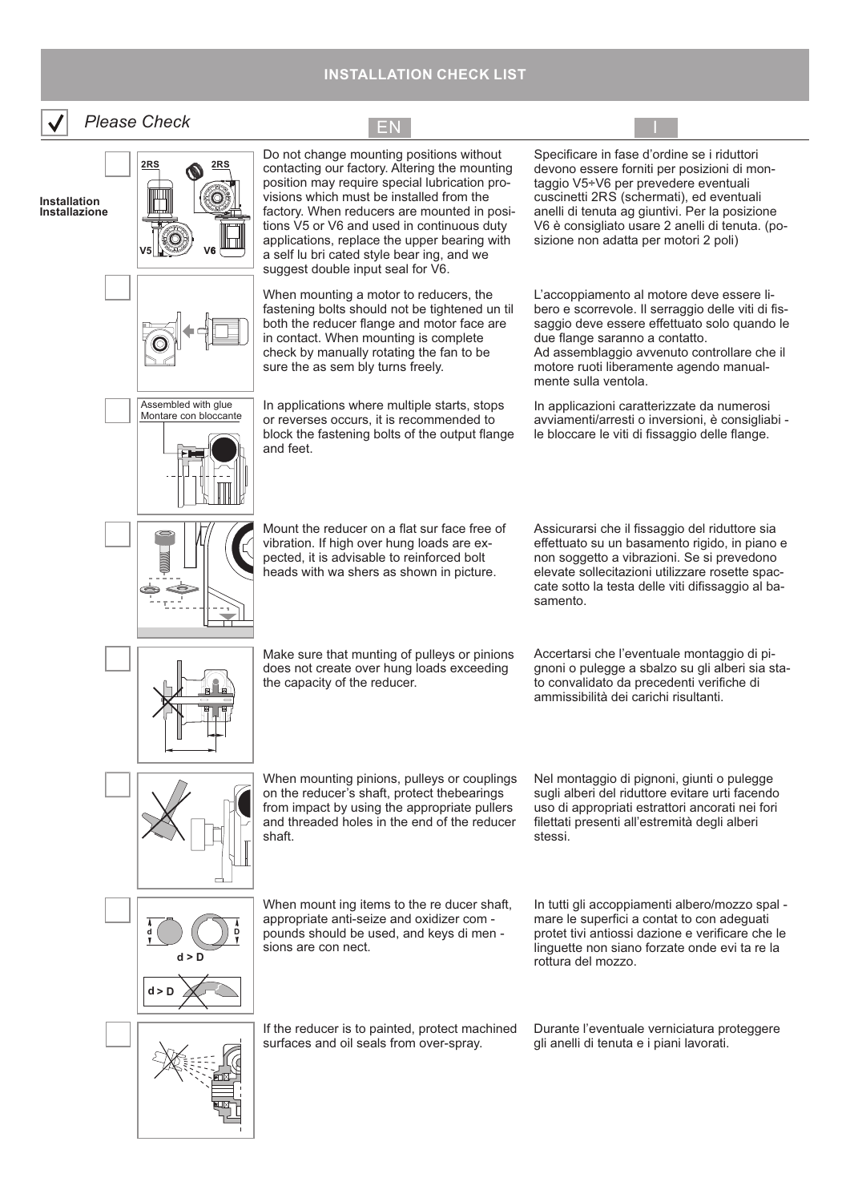## INSTALLATION CHECK LIST

☑ *Please Check*

| | EN | I |
|---|---|---|
| **Installation / Installazione** — 2RS, 2RS, V5, V6 | Do not change mounting positions without contacting our factory. Altering the mounting position may require special lubrication provisions which must be installed from the factory. When reducers are mounted in positions V5 or V6 and used in continuous duty applications, replace the upper bearing with a self lubricated style bearing, and we suggest double input seal for V6. | Specificare in fase d'ordine se i riduttori devono essere forniti per posizioni di montaggio V5÷V6 per prevedere eventuali cuscinetti 2RS (schermati), ed eventuali anelli di tenuta ag giuntivi. Per la posizione V6 è consigliato usare 2 anelli di tenuta. (posizione non adatta per motori 2 poli) |
| | When mounting a motor to reducers, the fastening bolts should not be tightened until both the reducer flange and motor face are in contact. When mounting is complete check by manually rotating the fan to be sure the assembly turns freely. | L'accoppiamento al motore deve essere libero e scorrevole. Il serraggio delle viti di fissaggio deve essere effettuato solo quando le due flange saranno a contatto. Ad assemblaggio avvenuto controllare che il motore ruoti liberamente agendo manualmente sulla ventola. |
| Assembled with glue / Montare con bloccante | In applications where multiple starts, stops or reverses occurs, it is recommended to block the fastening bolts of the output flange and feet. | In applicazioni caratterizzate da numerosi avviamenti/arresti o inversioni, è consigliabile bloccare le viti di fissaggio delle flange. |
| | Mount the reducer on a flat surface free of vibration. If high over hung loads are expected, it is advisable to reinforced bolt heads with washers as shown in picture. | Assicurarsi che il fissaggio del riduttore sia effettuato su un basamento rigido, in piano e non soggetto a vibrazioni. Se si prevedono elevate sollecitazioni utilizzare rosette spaccate sotto la testa delle viti difissaggio al basamento. |
| | Make sure that munting of pulleys or pinions does not create over hung loads exceeding the capacity of the reducer. | Accertarsi che l'eventuale montaggio di pignoni o pulegge a sbalzo su gli alberi sia stato convalidato da precedenti verifiche di ammissibilità dei carichi risultanti. |
| | When mounting pinions, pulleys or couplings on the reducer's shaft, protect thebearings from impact by using the appropriate pullers and threaded holes in the end of the reducer shaft. | Nel montaggio di pignoni, giunti o pulegge sugli alberi del riduttore evitare urti facendo uso di appropriati estrattori ancorati nei fori filettati presenti all'estremità degli alberi stessi. |
| d, D, d > D, d > D | When mounting items to the reducer shaft, appropriate anti-seize and oxidizer compounds should be used, and keys dimensions are connect. | In tutti gli accoppiamenti albero/mozzo spalmare le superfici a contatto con adeguati protettivi antiossidazione e verificare che le linguette non siano forzate onde evitare la rottura del mozzo. |
| | If the reducer is to painted, protect machined surfaces and oil seals from over-spray. | Durante l'eventuale verniciatura proteggere gli anelli di tenuta e i piani lavorati. |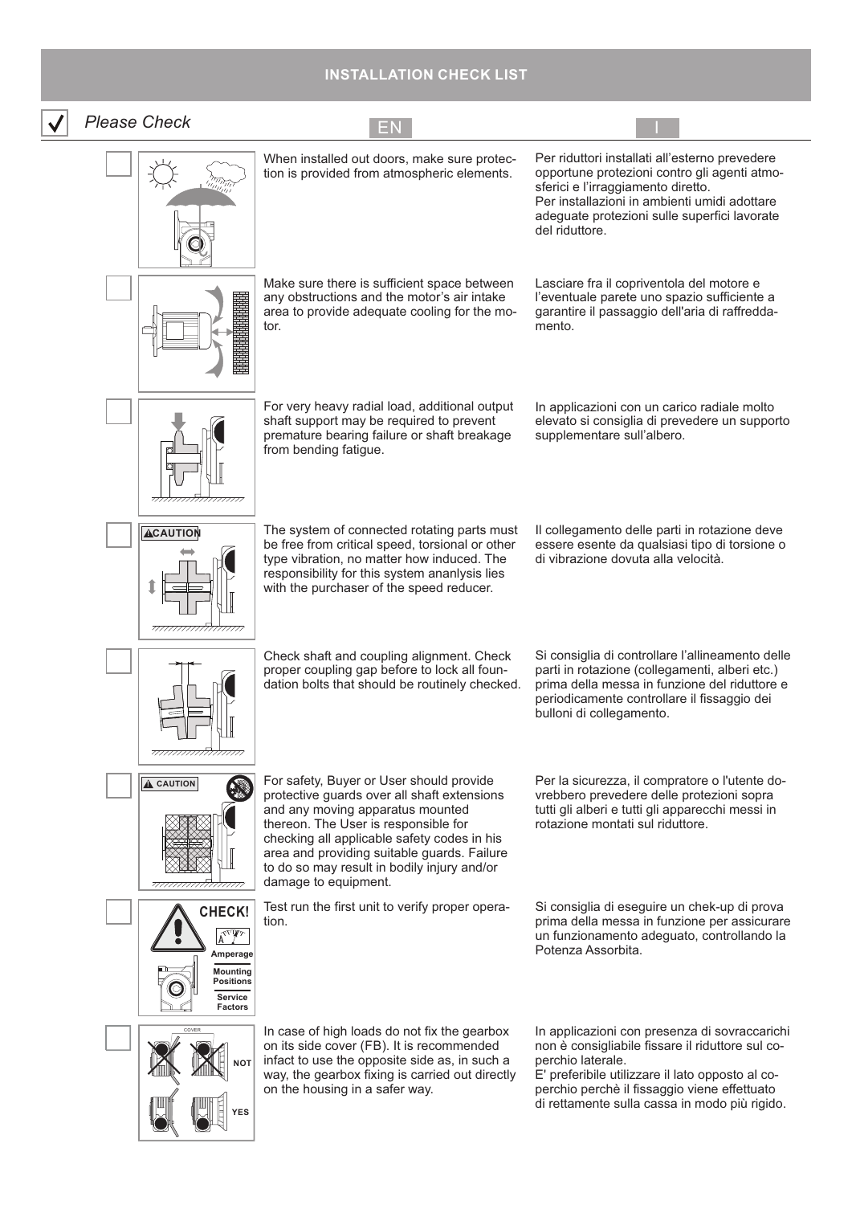## INSTALLATION CHECK LIST

*Please Check*

| EN | I |
|---|---|
| When installed out doors, make sure protection is provided from atmospheric elements. | Per riduttori installati all'esterno prevedere opportune protezioni contro gli agenti atmosferici e l'irraggiamento diretto. Per installazioni in ambienti umidi adottare adeguate protezioni sulle superfici lavorate del riduttore. |
| Make sure there is sufficient space between any obstructions and the motor's air intake area to provide adequate cooling for the motor. | Lasciare fra il copriventola del motore e l'eventuale parete uno spazio sufficiente a garantire il passaggio dell'aria di raffreddamento. |
| For very heavy radial load, additional output shaft support may be required to prevent premature bearing failure or shaft breakage from bending fatigue. | In applicazioni con un carico radiale molto elevato si consiglia di prevedere un supporto supplementare sull'albero. |
| The system of connected rotating parts must be free from critical speed, torsional or other type vibration, no matter how induced. The responsibility for this system ananlysis lies with the purchaser of the speed reducer. | Il collegamento delle parti in rotazione deve essere esente da qualsiasi tipo di torsione o di vibrazione dovuta alla velocità. |
| Check shaft and coupling alignment. Check proper coupling gap before to lock all foundation bolts that should be routinely checked. | Si consiglia di controllare l'allineamento delle parti in rotazione (collegamenti, alberi etc.) prima della messa in funzione del riduttore e periodicamente controllare il fissaggio dei bulloni di collegamento. |
| For safety, Buyer or User should provide protective guards over all shaft extensions and any moving apparatus mounted thereon. The User is responsible for checking all applicable safety codes in his area and providing suitable guards. Failure to do so may result in bodily injury and/or damage to equipment. | Per la sicurezza, il compratore o l'utente dovrebbero prevedere delle protezioni sopra tutti gli alberi e tutti gli apparecchi messi in rotazione montati sul riduttore. |
| Test run the first unit to verify proper operation. | Si consiglia di eseguire un chek-up di prova prima della messa in funzione per assicurare un funzionamento adeguato, controllando la Potenza Assorbita. |
| In case of high loads do not fix the gearbox on its side cover (FB). It is recommended infact to use the opposite side as, in such a way, the gearbox fixing is carried out directly on the housing in a safer way. | In applicazioni con presenza di sovraccarichi non è consigliabile fissare il riduttore sul coperchio laterale. E' preferibile utilizzare il lato opposto al coperchio perchè il fissaggio viene effettuato di rettamente sulla cassa in modo più rigido. |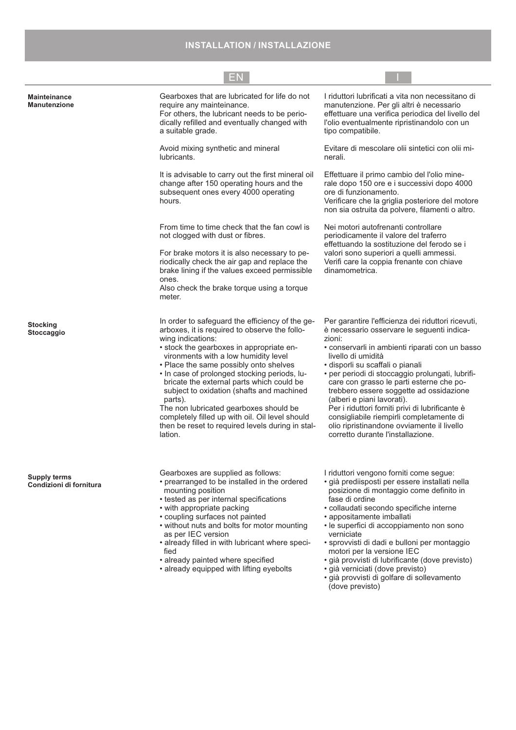# INSTALLATION / INSTALLAZIONE

| | EN | I |
|---|---|---|
| **Mainteinance**<br>**Manutenzione** | Gearboxes that are lubricated for life do not require any mainteinance.<br>For others, the lubricant needs to be periodically refilled and eventually changed with a suitable grade.<br><br>Avoid mixing synthetic and mineral lubricants.<br><br>It is advisable to carry out the first mineral oil change after 150 operating hours and the subsequent ones every 4000 operating hours.<br><br>From time to time check that the fan cowl is not clogged with dust or fibres.<br><br>For brake motors it is also necessary to periodically check the air gap and replace the brake lining if the values exceed permissible ones.<br>Also check the brake torque using a torque meter. | I riduttori lubrificati a vita non necessitano di manutenzione. Per gli altri è necessario effettuare una verifica periodica del livello del l'olio eventualmente ripristinandolo con un tipo compatibile.<br><br>Evitare di mescolare olii sintetici con olii minerali.<br><br>Effettuare il primo cambio del l'olio minerale dopo 150 ore e i successivi dopo 4000 ore di funzionamento.<br>Verificare che la griglia posteriore del motore non sia ostruita da polvere, filamenti o altro.<br><br>Nei motori autofrenanti controllare periodicamente il valore del traferro effettuando la sostituzione del ferodo se i valori sono superiori a quelli ammessi.<br>Verifi care la coppia frenante con chiave dinamometrica. |
| **Stocking**<br>**Stoccaggio** | In order to safeguard the efficiency of the gearboxes, it is required to observe the following indications:<br>• stock the gearboxes in appropriate environments with a low humidity level<br>• Place the same possibly onto shelves<br>• In case of prolonged stocking periods, lubricate the external parts which could be subject to oxidation (shafts and machined parts).<br>The non lubricated gearboxes should be completely filled up with oil. Oil level should then be reset to required levels during installation. | Per garantire l'efficienza dei riduttori ricevuti, è necessario osservare le seguenti indicazioni:<br>• conservarli in ambienti riparati con un basso livello di umidità<br>• disporli su scaffali o pianali<br>• per periodi di stoccaggio prolungati, lubrificare con grasso le parti esterne che potrebbero essere soggette ad ossidazione (alberi e piani lavorati).<br>Per i riduttori forniti privi di lubrificante è consigliabile riempirli completamente di olio ripristinandone ovviamente il livello corretto durante l'installazione. |
| **Supply terms**<br>**Condizioni di fornitura** | Gearboxes are supplied as follows:<br>• prearranged to be installed in the ordered mounting position<br>• tested as per internal specifications<br>• with appropriate packing<br>• coupling surfaces not painted<br>• without nuts and bolts for motor mounting as per IEC version<br>• already filled in with lubricant where specified<br>• already painted where specified<br>• already equipped with lifting eyebolts | I riduttori vengono forniti come segue:<br>• già prediisposti per essere installati nella posizione di montaggio come definito in fase di ordine<br>• collaudati secondo specifiche interne<br>• appositamente imballati<br>• le superfici di accoppiamento non sono verniciate<br>• sprovvisti di dadi e bulloni per montaggio motori per la versione IEC<br>• già provvisti di lubrificante (dove previsto)<br>• già verniciati (dove previsto)<br>• già provvisti di golfare di sollevamento (dove previsto) |